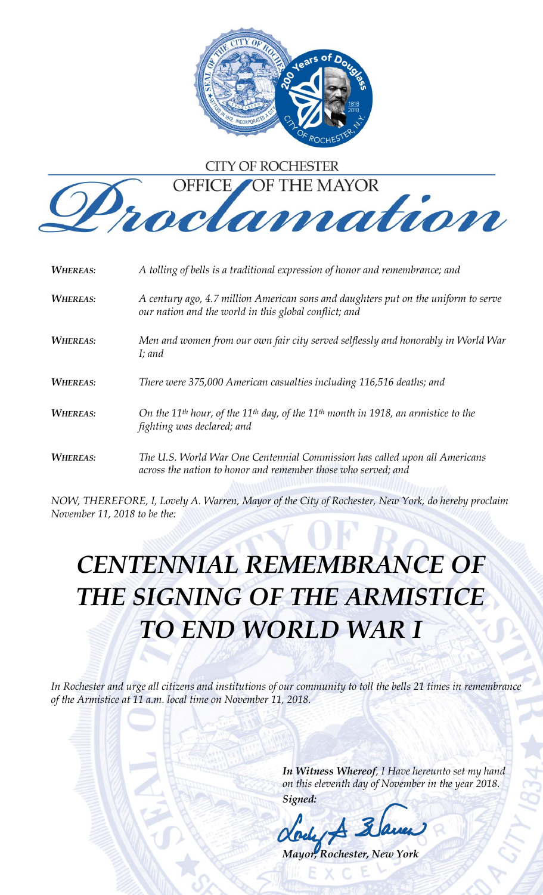CITY OF ROCHESTER

OFFICE OF THE MAYOR

# Proclamation

***WHEREAS:*** *A tolling of bells is a traditional expression of honor and remembrance; and*

***WHEREAS:*** *A century ago, 4.7 million American sons and daughters put on the uniform to serve our nation and the world in this global conflict; and*

***WHEREAS:*** *Men and women from our own fair city served selflessly and honorably in World War I; and*

***WHEREAS:*** *There were 375,000 American casualties including 116,516 deaths; and*

***WHEREAS:*** *On the 11th hour, of the 11th day, of the 11th month in 1918, an armistice to the fighting was declared; and*

***WHEREAS:*** *The U.S. World War One Centennial Commission has called upon all Americans across the nation to honor and remember those who served; and*

*NOW, THEREFORE, I, Lovely A. Warren, Mayor of the City of Rochester, New York, do hereby proclaim November 11, 2018 to be the:*

## *CENTENNIAL REMEMBRANCE OF THE SIGNING OF THE ARMISTICE TO END WORLD WAR I*

*In Rochester and urge all citizens and institutions of our community to toll the bells 21 times in remembrance of the Armistice at 11 a.m. local time on November 11, 2018.*

***In Witness Whereof****, I Have hereunto set my hand on this eleventh day of November in the year 2018.*

***Signed:***

***Mayor, Rochester, New York***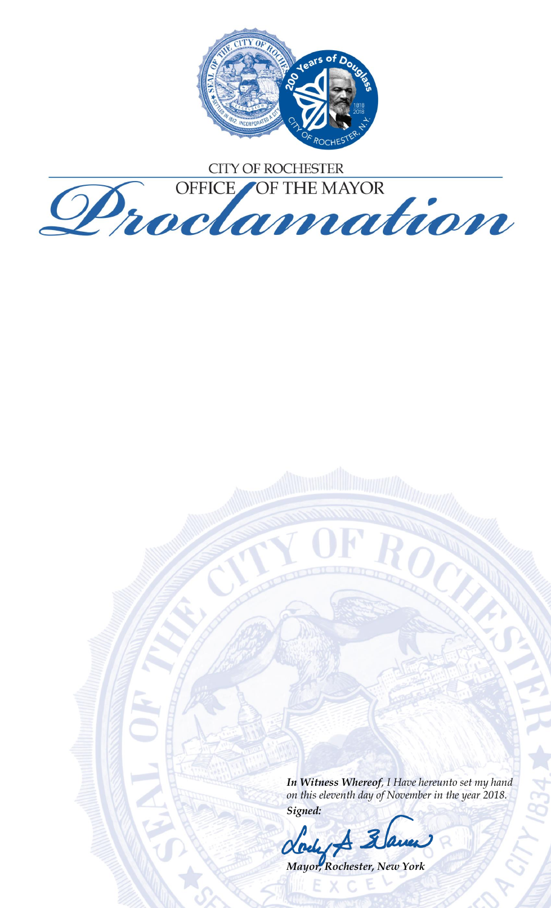CITY OF ROCHESTER

OFFICE OF THE MAYOR

# Proclamation

***In Witness Whereof**, I Have hereunto set my hand on this eleventh day of November in the year 2018.*

***Signed:***

***Mayor, Rochester, New York***